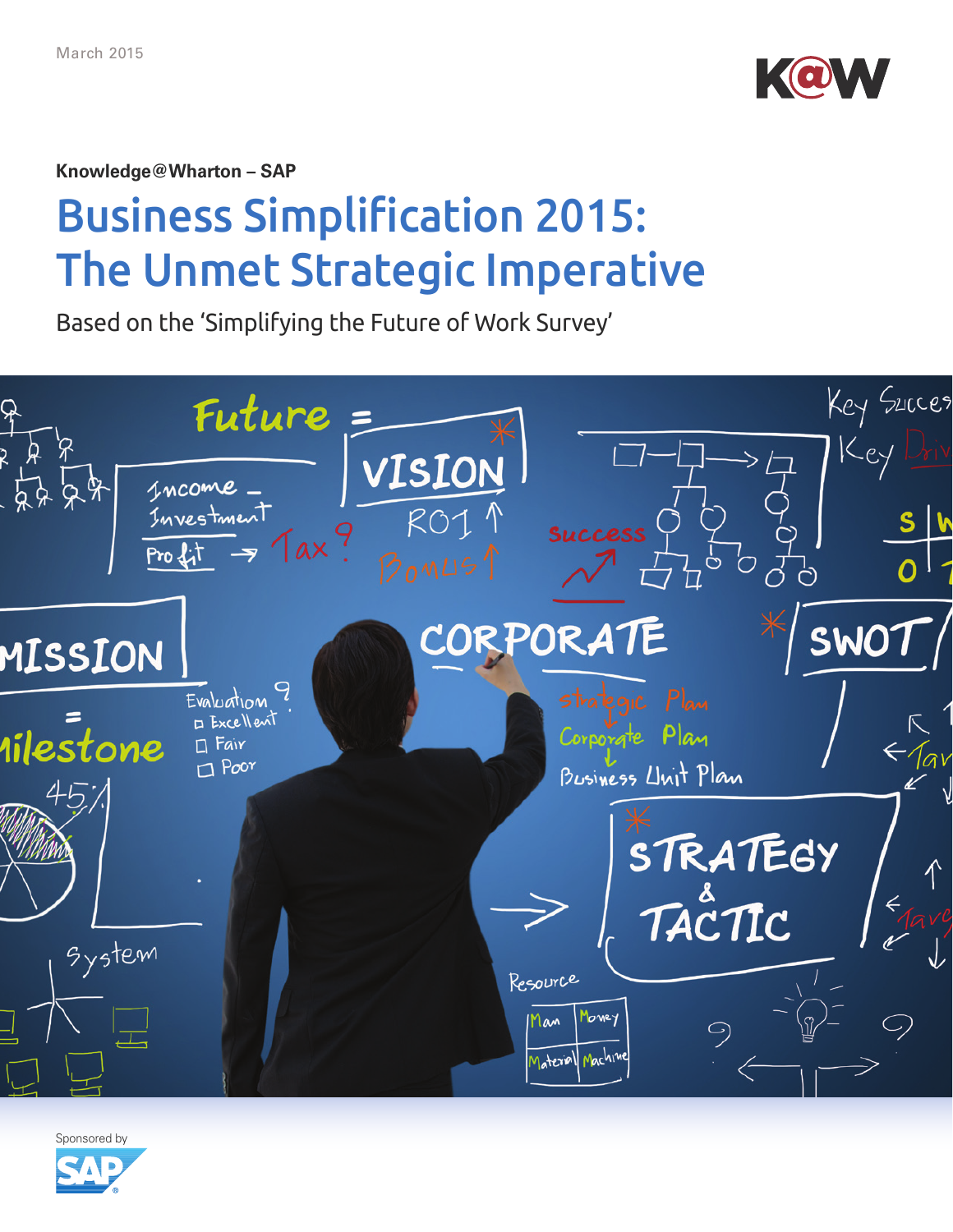March 2015

**Knowledge@Wharton – SAP**

# Business Simplification 2015: The Unmet Strategic Imperative

Based on the 'Simplifying the Future of Work Survey'

Sponsored by SAP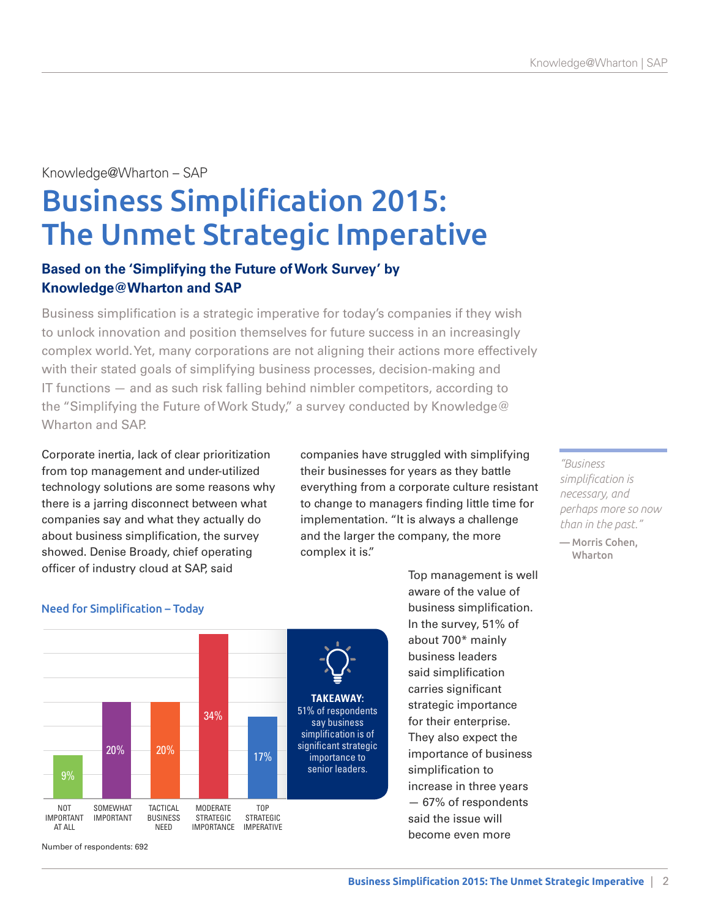Knowledge@Wharton – SAP

# Business Simplification 2015: The Unmet Strategic Imperative

### Based on the 'Simplifying the Future of Work Survey' by Knowledge@Wharton and SAP

Business simplification is a strategic imperative for today's companies if they wish to unlock innovation and position themselves for future success in an increasingly complex world. Yet, many corporations are not aligning their actions more effectively with their stated goals of simplifying business processes, decision-making and IT functions — and as such risk falling behind nimbler competitors, according to the "Simplifying the Future of Work Study," a survey conducted by Knowledge@Wharton and SAP.

Corporate inertia, lack of clear prioritization from top management and under-utilized technology solutions are some reasons why there is a jarring disconnect between what companies say and what they actually do about business simplification, the survey showed. Denise Broady, chief operating officer of industry cloud at SAP, said companies have struggled with simplifying their businesses for years as they battle everything from a corporate culture resistant to change to managers finding little time for implementation. "It is always a challenge and the larger the company, the more complex it is."

> *"Business simplification is necessary, and perhaps more so now than in the past."*
> — **Morris Cohen, Wharton**

**Need for Simplification – Today**

| Response | Percentage |
|---|---|
| NOT IMPORTANT AT ALL | 9% |
| SOMEWHAT IMPORTANT | 20% |
| TACTICAL BUSINESS NEED | 20% |
| MODERATE STRATEGIC IMPORTANCE | 34% |
| TOP STRATEGIC IMPERATIVE | 17% |

Number of respondents: 692

**TAKEAWAY:** 51% of respondents say business simplification is of significant strategic importance to senior leaders.

Top management is well aware of the value of business simplification. In the survey, 51% of about 700* mainly business leaders said simplification carries significant strategic importance for their enterprise. They also expect the importance of business simplification to increase in three years — 67% of respondents said the issue will become even more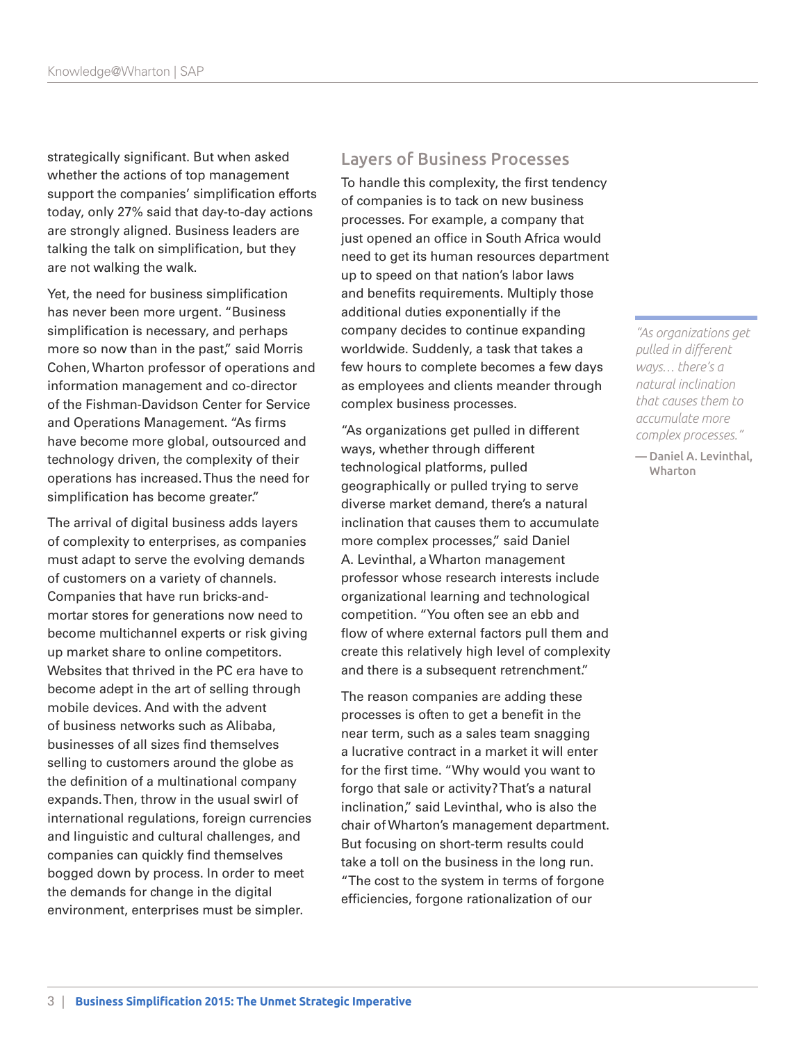strategically significant. But when asked whether the actions of top management support the companies' simplification efforts today, only 27% said that day-to-day actions are strongly aligned. Business leaders are talking the talk on simplification, but they are not walking the walk.

Yet, the need for business simplification has never been more urgent. "Business simplification is necessary, and perhaps more so now than in the past," said Morris Cohen, Wharton professor of operations and information management and co-director of the Fishman-Davidson Center for Service and Operations Management. "As firms have become more global, outsourced and technology driven, the complexity of their operations has increased. Thus the need for simplification has become greater."

The arrival of digital business adds layers of complexity to enterprises, as companies must adapt to serve the evolving demands of customers on a variety of channels. Companies that have run bricks-and-mortar stores for generations now need to become multichannel experts or risk giving up market share to online competitors. Websites that thrived in the PC era have to become adept in the art of selling through mobile devices. And with the advent of business networks such as Alibaba, businesses of all sizes find themselves selling to customers around the globe as the definition of a multinational company expands. Then, throw in the usual swirl of international regulations, foreign currencies and linguistic and cultural challenges, and companies can quickly find themselves bogged down by process. In order to meet the demands for change in the digital environment, enterprises must be simpler.

## Layers of Business Processes

To handle this complexity, the first tendency of companies is to tack on new business processes. For example, a company that just opened an office in South Africa would need to get its human resources department up to speed on that nation's labor laws and benefits requirements. Multiply those additional duties exponentially if the company decides to continue expanding worldwide. Suddenly, a task that takes a few hours to complete becomes a few days as employees and clients meander through complex business processes.

"As organizations get pulled in different ways, whether through different technological platforms, pulled geographically or pulled trying to serve diverse market demand, there's a natural inclination that causes them to accumulate more complex processes," said Daniel A. Levinthal, a Wharton management professor whose research interests include organizational learning and technological competition. "You often see an ebb and flow of where external factors pull them and create this relatively high level of complexity and there is a subsequent retrenchment."

> *"As organizations get pulled in different ways… there's a natural inclination that causes them to accumulate more complex processes."*
>
> — **Daniel A. Levinthal, Wharton**

The reason companies are adding these processes is often to get a benefit in the near term, such as a sales team snagging a lucrative contract in a market it will enter for the first time. "Why would you want to forgo that sale or activity? That's a natural inclination," said Levinthal, who is also the chair of Wharton's management department. But focusing on short-term results could take a toll on the business in the long run. "The cost to the system in terms of forgone efficiencies, forgone rationalization of our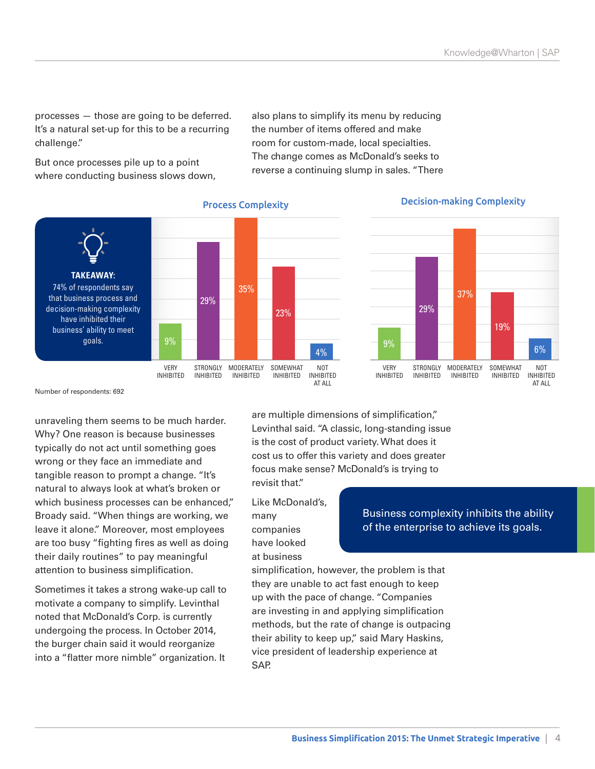processes — those are going to be deferred. It's a natural set-up for this to be a recurring challenge."

But once processes pile up to a point where conducting business slows down, unraveling them seems to be much harder. Why? One reason is because businesses typically do not act until something goes wrong or they face an immediate and tangible reason to prompt a change. "It's natural to always look at what's broken or which business processes can be enhanced," Broady said. "When things are working, we leave it alone." Moreover, most employees are too busy "fighting fires as well as doing their daily routines" to pay meaningful attention to business simplification.

Sometimes it takes a strong wake-up call to motivate a company to simplify. Levinthal noted that McDonald's Corp. is currently undergoing the process. In October 2014, the burger chain said it would reorganize into a "flatter more nimble" organization. It also plans to simplify its menu by reducing the number of items offered and make room for custom-made, local specialties. The change comes as McDonald's seeks to reverse a continuing slump in sales. "There are multiple dimensions of simplification," Levinthal said. "A classic, long-standing issue is the cost of product variety. What does it cost us to offer this variety and does greater focus make sense? McDonald's is trying to revisit that."

**TAKEAWAY:**
74% of respondents say that business process and decision-making complexity have inhibited their business' ability to meet goals.

**Process Complexity**

| Very inhibited | Strongly inhibited | Moderately inhibited | Somewhat inhibited | Not inhibited at all |
|---|---|---|---|---|
| 9% | 29% | 35% | 23% | 4% |

**Decision-making Complexity**

| Very inhibited | Strongly inhibited | Moderately inhibited | Somewhat inhibited | Not inhibited at all |
|---|---|---|---|---|
| 9% | 29% | 37% | 19% | 6% |

Number of respondents: 692

> Business complexity inhibits the ability of the enterprise to achieve its goals.

Like McDonald's, many companies have looked at business simplification, however, the problem is that they are unable to act fast enough to keep up with the pace of change. "Companies are investing in and applying simplification methods, but the rate of change is outpacing their ability to keep up," said Mary Haskins, vice president of leadership experience at SAP.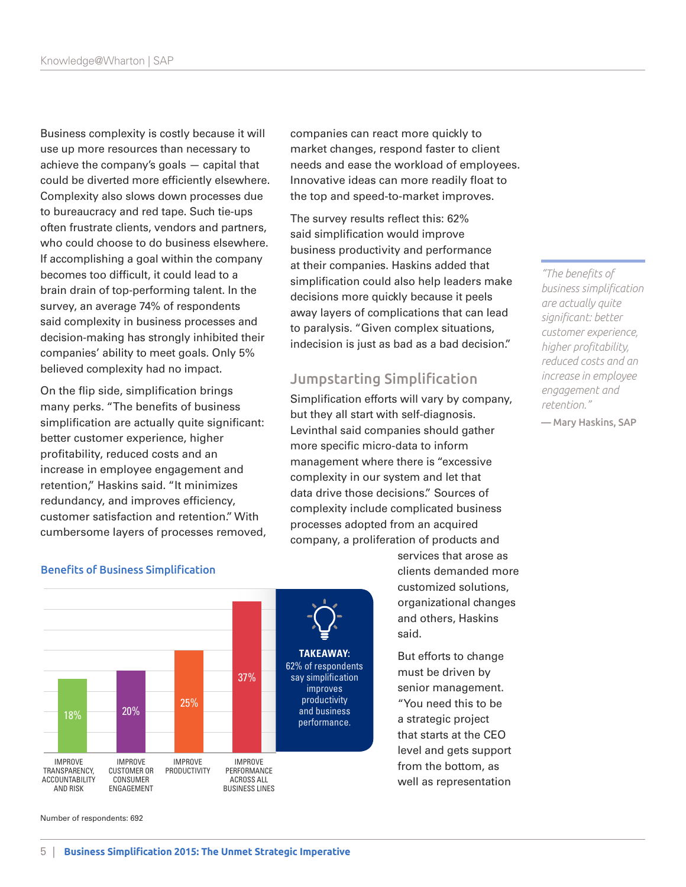Business complexity is costly because it will use up more resources than necessary to achieve the company's goals — capital that could be diverted more efficiently elsewhere. Complexity also slows down processes due to bureaucracy and red tape. Such tie-ups often frustrate clients, vendors and partners, who could choose to do business elsewhere. If accomplishing a goal within the company becomes too difficult, it could lead to a brain drain of top-performing talent. In the survey, an average 74% of respondents said complexity in business processes and decision-making has strongly inhibited their companies' ability to meet goals. Only 5% believed complexity had no impact.

On the flip side, simplification brings many perks. "The benefits of business simplification are actually quite significant: better customer experience, higher profitability, reduced costs and an increase in employee engagement and retention," Haskins said. "It minimizes redundancy, and improves efficiency, customer satisfaction and retention." With cumbersome layers of processes removed, companies can react more quickly to market changes, respond faster to client needs and ease the workload of employees. Innovative ideas can more readily float to the top and speed-to-market improves.

The survey results reflect this: 62% said simplification would improve business productivity and performance at their companies. Haskins added that simplification could also help leaders make decisions more quickly because it peels away layers of complications that can lead to paralysis. "Given complex situations, indecision is just as bad as a bad decision."

> *"The benefits of business simplification are actually quite significant: better customer experience, higher profitability, reduced costs and an increase in employee engagement and retention."*
>
> — Mary Haskins, SAP

## Jumpstarting Simplification

Simplification efforts will vary by company, but they all start with self-diagnosis. Levinthal said companies should gather more specific micro-data to inform management where there is "excessive complexity in our system and let that data drive those decisions." Sources of complexity include complicated business processes adopted from an acquired company, a proliferation of products and services that arose as clients demanded more customized solutions, organizational changes and others, Haskins said.

But efforts to change must be driven by senior management. "You need this to be a strategic project that starts at the CEO level and gets support from the bottom, as well as representation

### Benefits of Business Simplification

| Benefit | Percentage |
|---|---|
| Improve transparency, accountability and risk | 18% |
| Improve customer or consumer engagement | 20% |
| Improve productivity | 25% |
| Improve performance across all business lines | 37% |

**TAKEAWAY:** 62% of respondents say simplification improves productivity and business performance.

Number of respondents: 692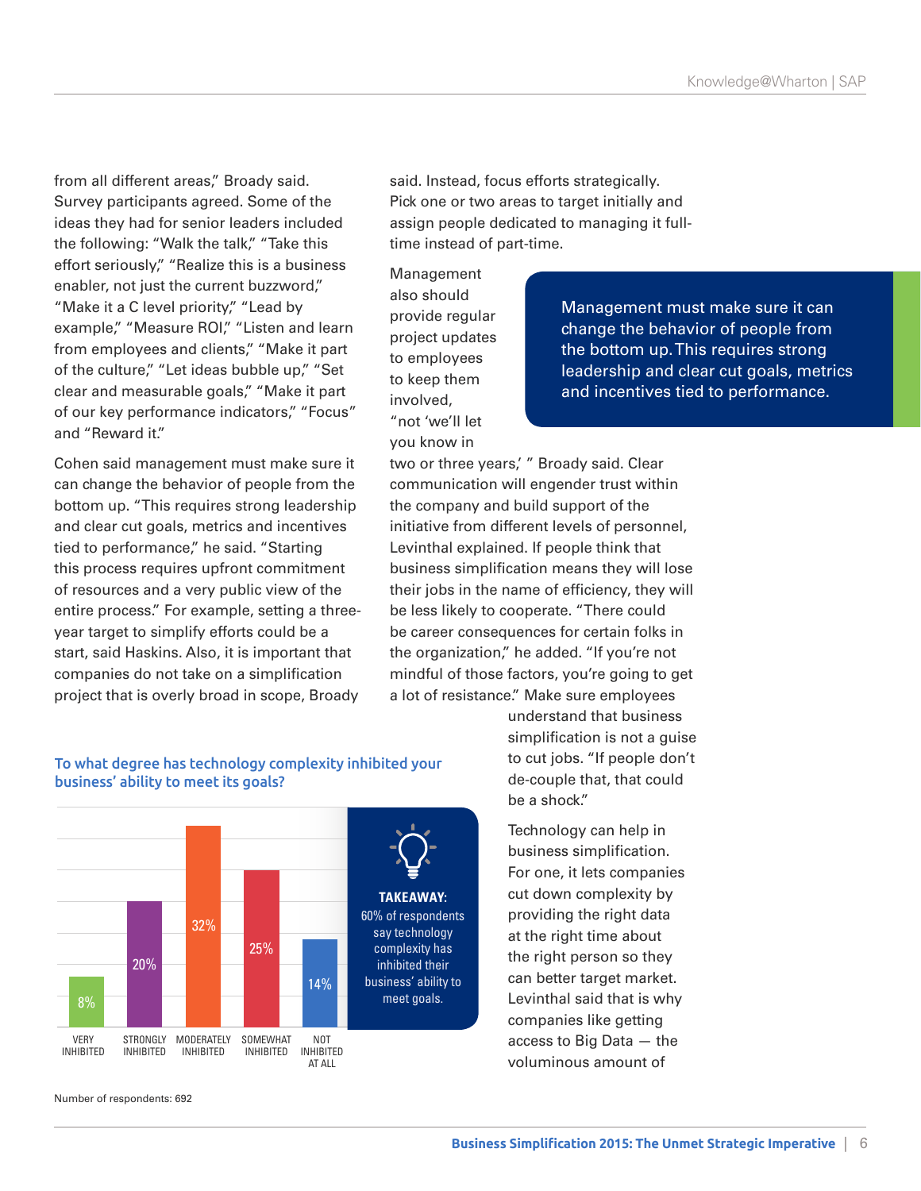from all different areas," Broady said. Survey participants agreed. Some of the ideas they had for senior leaders included the following: "Walk the talk," "Take this effort seriously," "Realize this is a business enabler, not just the current buzzword," "Make it a C level priority," "Lead by example," "Measure ROI," "Listen and learn from employees and clients," "Make it part of the culture," "Let ideas bubble up," "Set clear and measurable goals," "Make it part of our key performance indicators," "Focus" and "Reward it."

Cohen said management must make sure it can change the behavior of people from the bottom up. "This requires strong leadership and clear cut goals, metrics and incentives tied to performance," he said. "Starting this process requires upfront commitment of resources and a very public view of the entire process." For example, setting a three-year target to simplify efforts could be a start, said Haskins. Also, it is important that companies do not take on a simplification project that is overly broad in scope, Broady said. Instead, focus efforts strategically. Pick one or two areas to target initially and assign people dedicated to managing it full-time instead of part-time.

> Management must make sure it can change the behavior of people from the bottom up. This requires strong leadership and clear cut goals, metrics and incentives tied to performance.

Management also should provide regular project updates to employees to keep them involved, "not 'we'll let you know in two or three years,' " Broady said. Clear communication will engender trust within the company and build support of the initiative from different levels of personnel, Levinthal explained. If people think that business simplification means they will lose their jobs in the name of efficiency, they will be less likely to cooperate. "There could be career consequences for certain folks in the organization," he added. "If you're not mindful of those factors, you're going to get a lot of resistance." Make sure employees understand that business simplification is not a guise to cut jobs. "If people don't de-couple that, that could be a shock."

Technology can help in business simplification. For one, it lets companies cut down complexity by providing the right data at the right time about the right person so they can better target market. Levinthal said that is why companies like getting access to Big Data — the voluminous amount of

**To what degree has technology complexity inhibited your business' ability to meet its goals?**

| Response | Percentage |
|---|---|
| Very inhibited | 8% |
| Strongly inhibited | 20% |
| Moderately inhibited | 32% |
| Somewhat inhibited | 25% |
| Not inhibited at all | 14% |

**TAKEAWAY:** 60% of respondents say technology complexity has inhibited their business' ability to meet goals.

Number of respondents: 692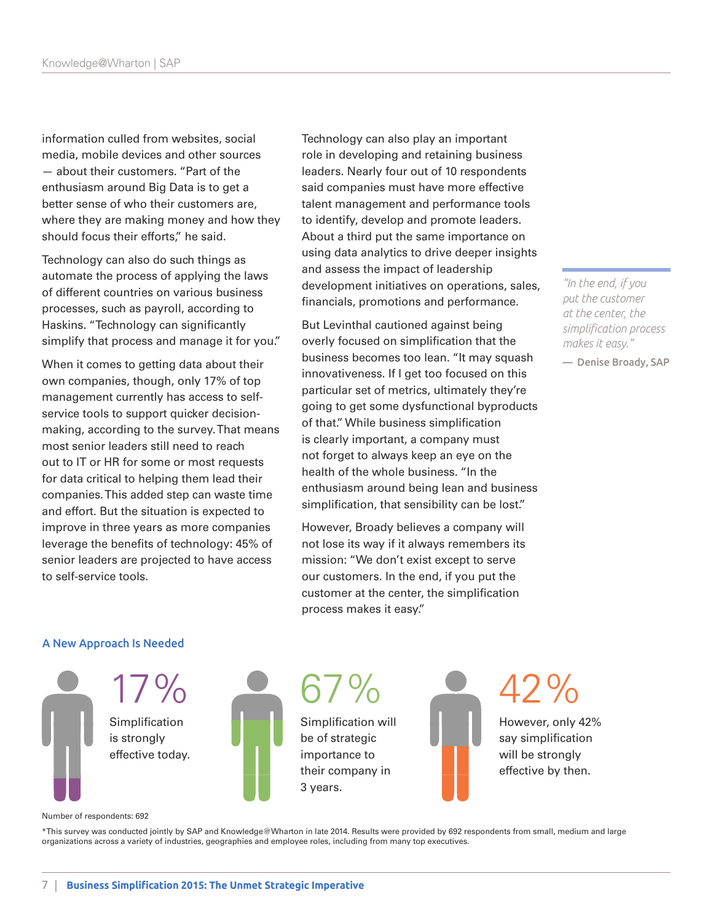information culled from websites, social media, mobile devices and other sources — about their customers. "Part of the enthusiasm around Big Data is to get a better sense of who their customers are, where they are making money and how they should focus their efforts," he said.

Technology can also do such things as automate the process of applying the laws of different countries on various business processes, such as payroll, according to Haskins. "Technology can significantly simplify that process and manage it for you."

When it comes to getting data about their own companies, though, only 17% of top management currently has access to self-service tools to support quicker decision-making, according to the survey. That means most senior leaders still need to reach out to IT or HR for some or most requests for data critical to helping them lead their companies. This added step can waste time and effort. But the situation is expected to improve in three years as more companies leverage the benefits of technology: 45% of senior leaders are projected to have access to self-service tools.

Technology can also play an important role in developing and retaining business leaders. Nearly four out of 10 respondents said companies must have more effective talent management and performance tools to identify, develop and promote leaders. About a third put the same importance on using data analytics to drive deeper insights and assess the impact of leadership development initiatives on operations, sales, financials, promotions and performance.

But Levinthal cautioned against being overly focused on simplification that the business becomes too lean. "It may squash innovativeness. If I get too focused on this particular set of metrics, ultimately they're going to get some dysfunctional byproducts of that." While business simplification is clearly important, a company must not forget to always keep an eye on the health of the whole business. "In the enthusiasm around being lean and business simplification, that sensibility can be lost."

However, Broady believes a company will not lose its way if it always remembers its mission: "We don't exist except to serve our customers. In the end, if you put the customer at the center, the simplification process makes it easy."

> *"In the end, if you put the customer at the center, the simplification process makes it easy."*
>
> — **Denise Broady, SAP**

### A New Approach Is Needed

**17%** Simplification is strongly effective today.

**67%** Simplification will be of strategic importance to their company in 3 years.

**42%** However, only 42% say simplification will be strongly effective by then.

Number of respondents: 692

*This survey was conducted jointly by SAP and Knowledge@Wharton in late 2014. Results were provided by 692 respondents from small, medium and large organizations across a variety of industries, geographies and employee roles, including from many top executives.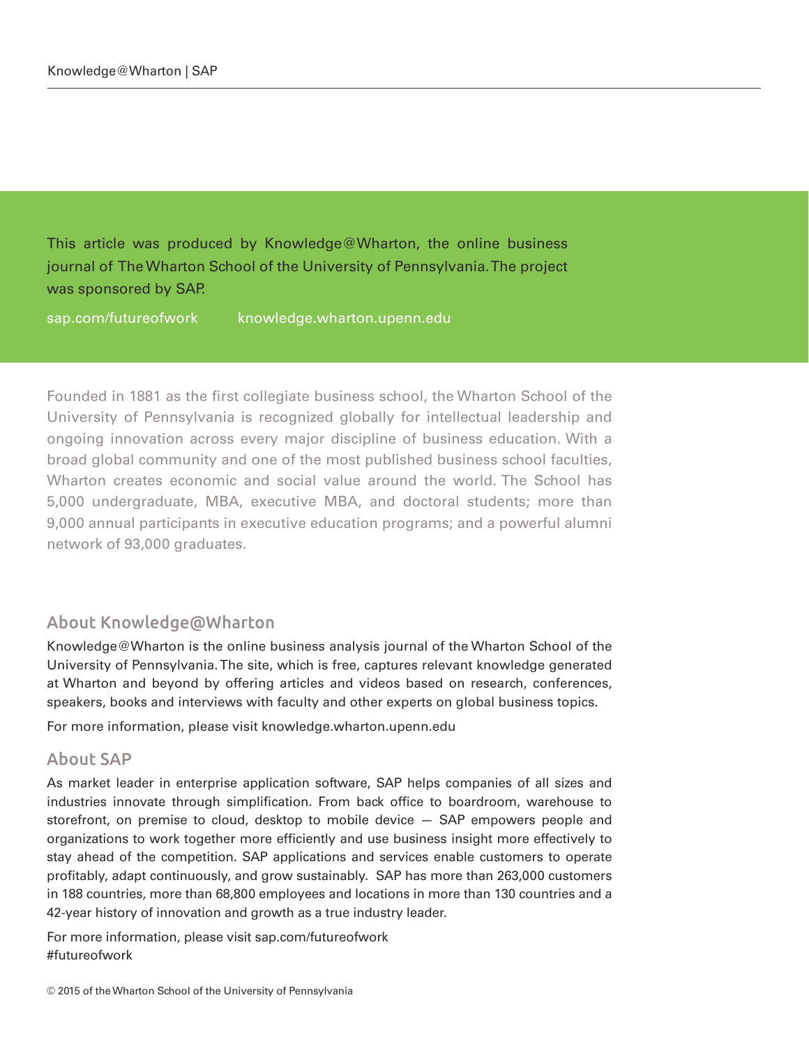This article was produced by Knowledge@Wharton, the online business journal of The Wharton School of the University of Pennsylvania. The project was sponsored by SAP.

sap.com/futureofwork     knowledge.wharton.upenn.edu

Founded in 1881 as the first collegiate business school, the Wharton School of the University of Pennsylvania is recognized globally for intellectual leadership and ongoing innovation across every major discipline of business education. With a broad global community and one of the most published business school faculties, Wharton creates economic and social value around the world. The School has 5,000 undergraduate, MBA, executive MBA, and doctoral students; more than 9,000 annual participants in executive education programs; and a powerful alumni network of 93,000 graduates.

## About Knowledge@Wharton

Knowledge@Wharton is the online business analysis journal of the Wharton School of the University of Pennsylvania. The site, which is free, captures relevant knowledge generated at Wharton and beyond by offering articles and videos based on research, conferences, speakers, books and interviews with faculty and other experts on global business topics.

For more information, please visit knowledge.wharton.upenn.edu

## About SAP

As market leader in enterprise application software, SAP helps companies of all sizes and industries innovate through simplification. From back office to boardroom, warehouse to storefront, on premise to cloud, desktop to mobile device — SAP empowers people and organizations to work together more efficiently and use business insight more effectively to stay ahead of the competition. SAP applications and services enable customers to operate profitably, adapt continuously, and grow sustainably. SAP has more than 263,000 customers in 188 countries, more than 68,800 employees and locations in more than 130 countries and a 42-year history of innovation and growth as a true industry leader.

For more information, please visit sap.com/futureofwork
#futureofwork

© 2015 of the Wharton School of the University of Pennsylvania